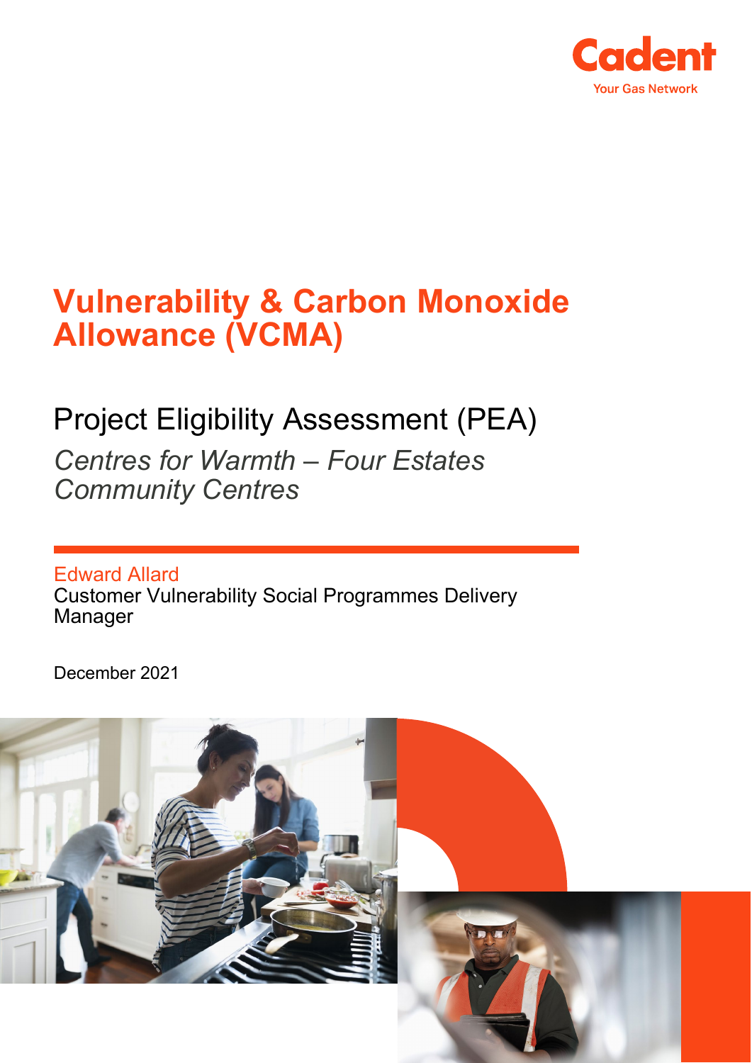Cadent

Your Gas Network

# Vulnerability & Carbon Monoxide Allowance (VCMA)

## Project Eligibility Assessment (PEA)

*Centres for Warmth – Four Estates Community Centres*

Edward Allard

Customer Vulnerability Social Programmes Delivery Manager

December 2021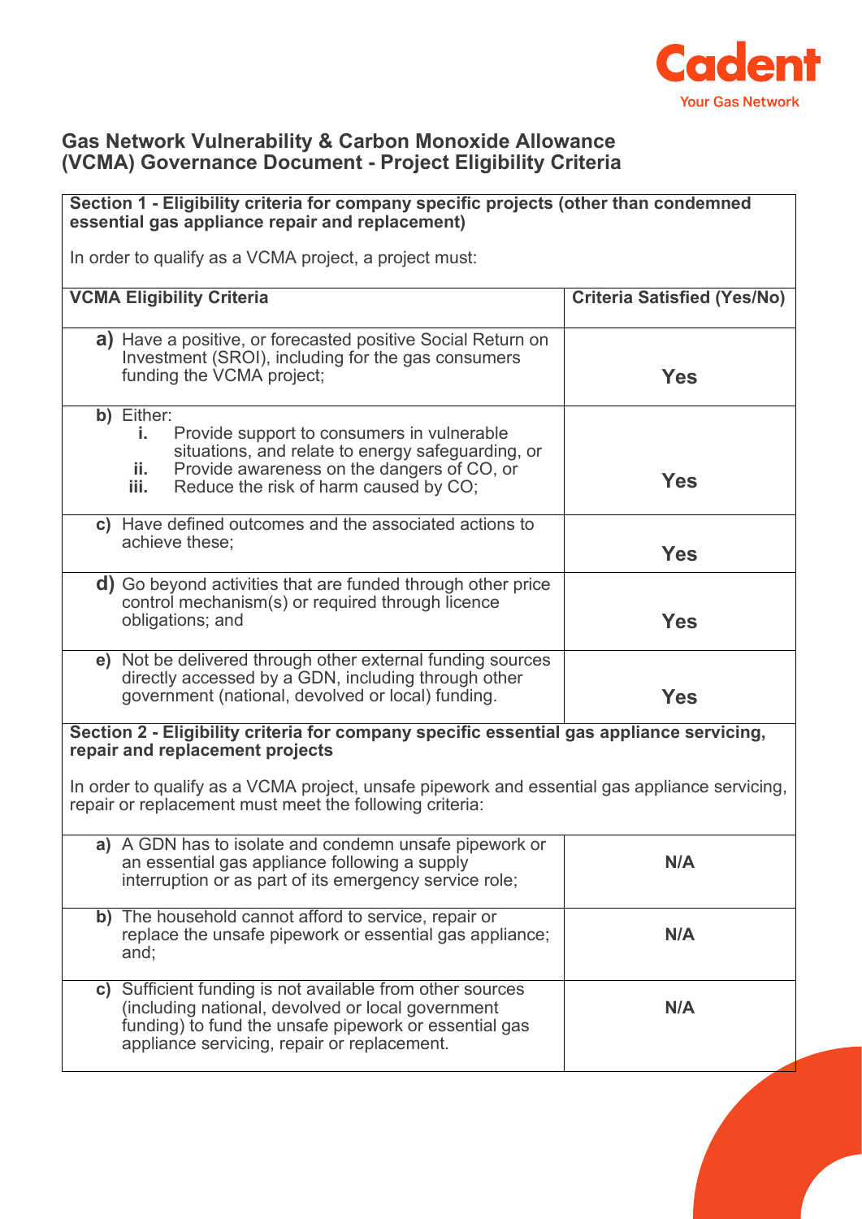## Gas Network Vulnerability & Carbon Monoxide Allowance (VCMA) Governance Document - Project Eligibility Criteria

**Section 1 - Eligibility criteria for company specific projects (other than condemned essential gas appliance repair and replacement)**

In order to qualify as a VCMA project, a project must:

| VCMA Eligibility Criteria | Criteria Satisfied (Yes/No) |
|---|---|
| **a)** Have a positive, or forecasted positive Social Return on Investment (SROI), including for the gas consumers funding the VCMA project; | **Yes** |
| **b)** Either: **i.** Provide support to consumers in vulnerable situations, and relate to energy safeguarding, or **ii.** Provide awareness on the dangers of CO, or **iii.** Reduce the risk of harm caused by CO; | **Yes** |
| **c)** Have defined outcomes and the associated actions to achieve these; | **Yes** |
| **d)** Go beyond activities that are funded through other price control mechanism(s) or required through licence obligations; and | **Yes** |
| **e)** Not be delivered through other external funding sources directly accessed by a GDN, including through other government (national, devolved or local) funding. | **Yes** |

**Section 2 - Eligibility criteria for company specific essential gas appliance servicing, repair and replacement projects**

In order to qualify as a VCMA project, unsafe pipework and essential gas appliance servicing, repair or replacement must meet the following criteria:

| Criteria | Criteria Satisfied (Yes/No) |
|---|---|
| **a)** A GDN has to isolate and condemn unsafe pipework or an essential gas appliance following a supply interruption or as part of its emergency service role; | **N/A** |
| **b)** The household cannot afford to service, repair or replace the unsafe pipework or essential gas appliance; and; | **N/A** |
| **c)** Sufficient funding is not available from other sources (including national, devolved or local government funding) to fund the unsafe pipework or essential gas appliance servicing, repair or replacement. | **N/A** |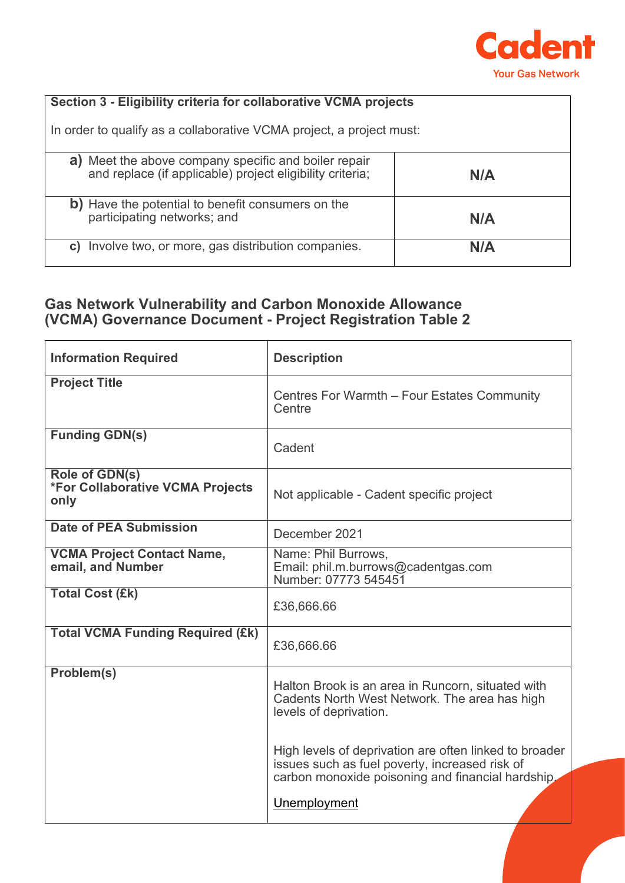| **Section 3 - Eligibility criteria for collaborative VCMA projects**<br><br>In order to qualify as a collaborative VCMA project, a project must: | |
|---|---|
| **a)** Meet the above company specific and boiler repair and replace (if applicable) project eligibility criteria; | **N/A** |
| **b)** Have the potential to benefit consumers on the participating networks; and | **N/A** |
| **c)** Involve two, or more, gas distribution companies. | **N/A** |

## Gas Network Vulnerability and Carbon Monoxide Allowance (VCMA) Governance Document - Project Registration Table 2

| **Information Required** | **Description** |
|---|---|
| **Project Title** | Centres For Warmth – Four Estates Community Centre |
| **Funding GDN(s)** | Cadent |
| **Role of GDN(s)**<br>**\*For Collaborative VCMA Projects only** | Not applicable - Cadent specific project |
| **Date of PEA Submission** | December 2021 |
| **VCMA Project Contact Name, email, and Number** | Name: Phil Burrows,<br>Email: phil.m.burrows@cadentgas.com<br>Number: 07773 545451 |
| **Total Cost (£k)** | £36,666.66 |
| **Total VCMA Funding Required (£k)** | £36,666.66 |
| **Problem(s)** | Halton Brook is an area in Runcorn, situated with Cadents North West Network. The area has high levels of deprivation.<br><br>High levels of deprivation are often linked to broader issues such as fuel poverty, increased risk of carbon monoxide poisoning and financial hardship.<br><br>Unemployment |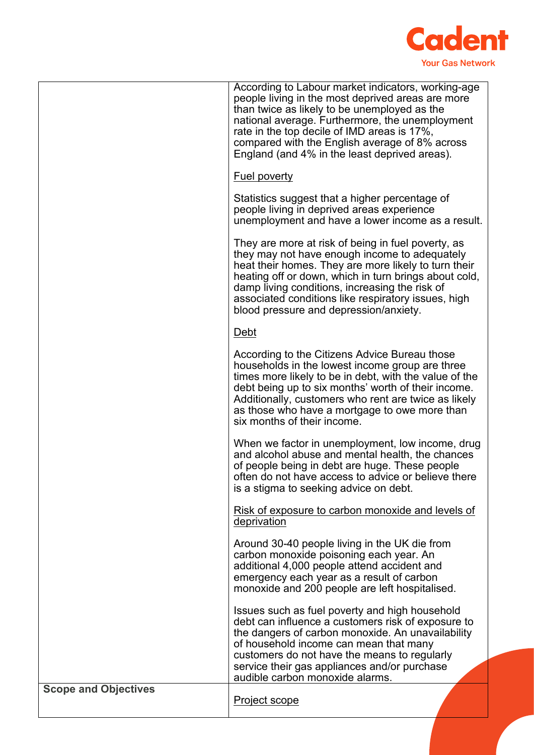| | |
|---|---|
| | According to Labour market indicators, working-age people living in the most deprived areas are more than twice as likely to be unemployed as the national average. Furthermore, the unemployment rate in the top decile of IMD areas is 17%, compared with the English average of 8% across England (and 4% in the least deprived areas).<br><br>Fuel poverty<br><br>Statistics suggest that a higher percentage of people living in deprived areas experience unemployment and have a lower income as a result.<br><br>They are more at risk of being in fuel poverty, as they may not have enough income to adequately heat their homes. They are more likely to turn their heating off or down, which in turn brings about cold, damp living conditions, increasing the risk of associated conditions like respiratory issues, high blood pressure and depression/anxiety.<br><br>Debt<br><br>According to the Citizens Advice Bureau those households in the lowest income group are three times more likely to be in debt, with the value of the debt being up to six months' worth of their income. Additionally, customers who rent are twice as likely as those who have a mortgage to owe more than six months of their income.<br><br>When we factor in unemployment, low income, drug and alcohol abuse and mental health, the chances of people being in debt are huge. These people often do not have access to advice or believe there is a stigma to seeking advice on debt.<br><br>Risk of exposure to carbon monoxide and levels of deprivation<br><br>Around 30-40 people living in the UK die from carbon monoxide poisoning each year. An additional 4,000 people attend accident and emergency each year as a result of carbon monoxide and 200 people are left hospitalised.<br><br>Issues such as fuel poverty and high household debt can influence a customers risk of exposure to the dangers of carbon monoxide. An unavailability of household income can mean that many customers do not have the means to regularly service their gas appliances and/or purchase audible carbon monoxide alarms. |
| **Scope and Objectives** | Project scope |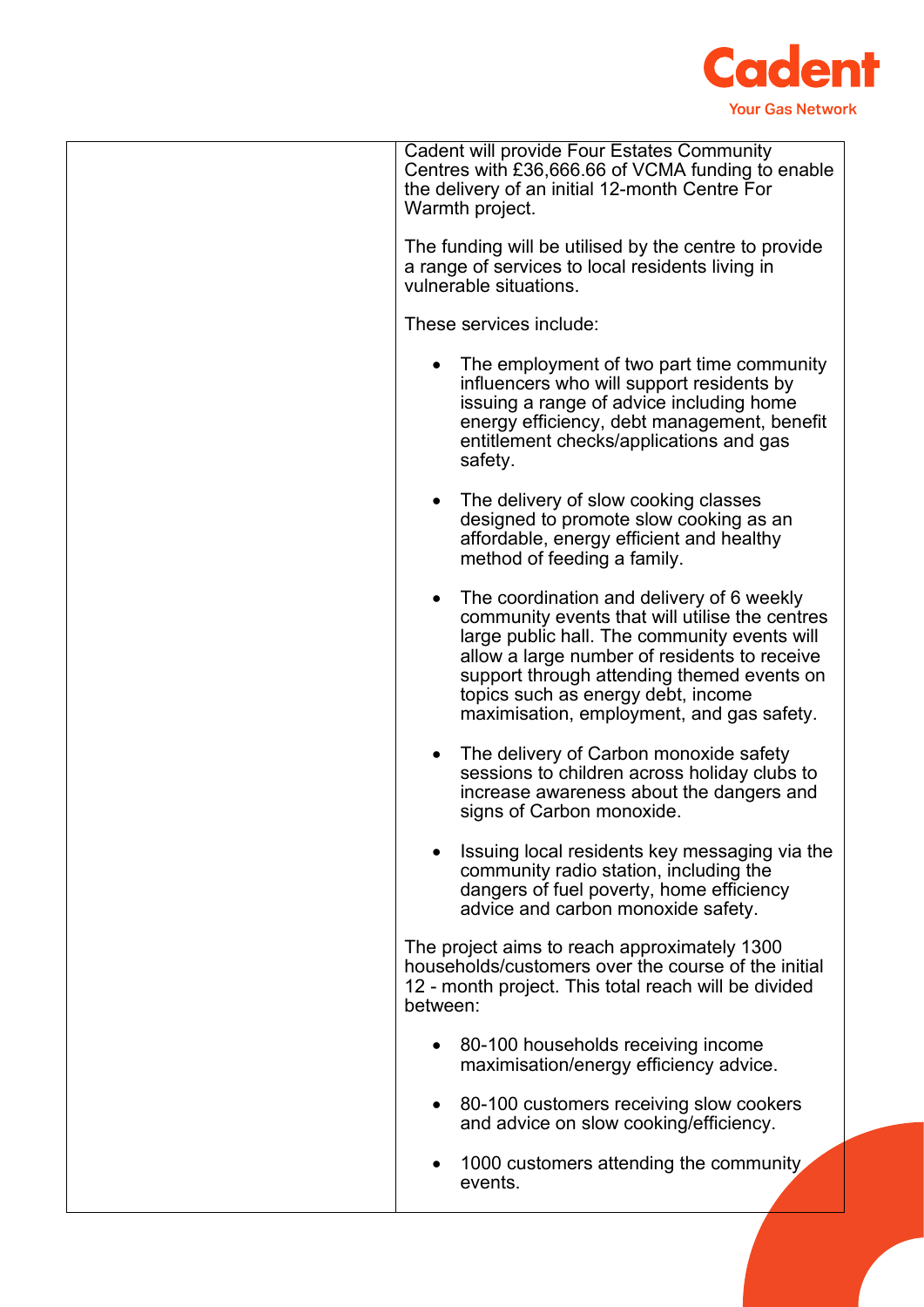| | Cadent will provide Four Estates Community Centres with £36,666.66 of VCMA funding to enable the delivery of an initial 12-month Centre For Warmth project.<br><br>The funding will be utilised by the centre to provide a range of services to local residents living in vulnerable situations.<br><br>These services include:<br><br>• The employment of two part time community influencers who will support residents by issuing a range of advice including home energy efficiency, debt management, benefit entitlement checks/applications and gas safety.<br><br>• The delivery of slow cooking classes designed to promote slow cooking as an affordable, energy efficient and healthy method of feeding a family.<br><br>• The coordination and delivery of 6 weekly community events that will utilise the centres large public hall. The community events will allow a large number of residents to receive support through attending themed events on topics such as energy debt, income maximisation, employment, and gas safety.<br><br>• The delivery of Carbon monoxide safety sessions to children across holiday clubs to increase awareness about the dangers and signs of Carbon monoxide.<br><br>• Issuing local residents key messaging via the community radio station, including the dangers of fuel poverty, home efficiency advice and carbon monoxide safety.<br><br>The project aims to reach approximately 1300 households/customers over the course of the initial 12 - month project. This total reach will be divided between:<br><br>• 80-100 households receiving income maximisation/energy efficiency advice.<br><br>• 80-100 customers receiving slow cookers and advice on slow cooking/efficiency.<br><br>• 1000 customers attending the community events. |
|---|---|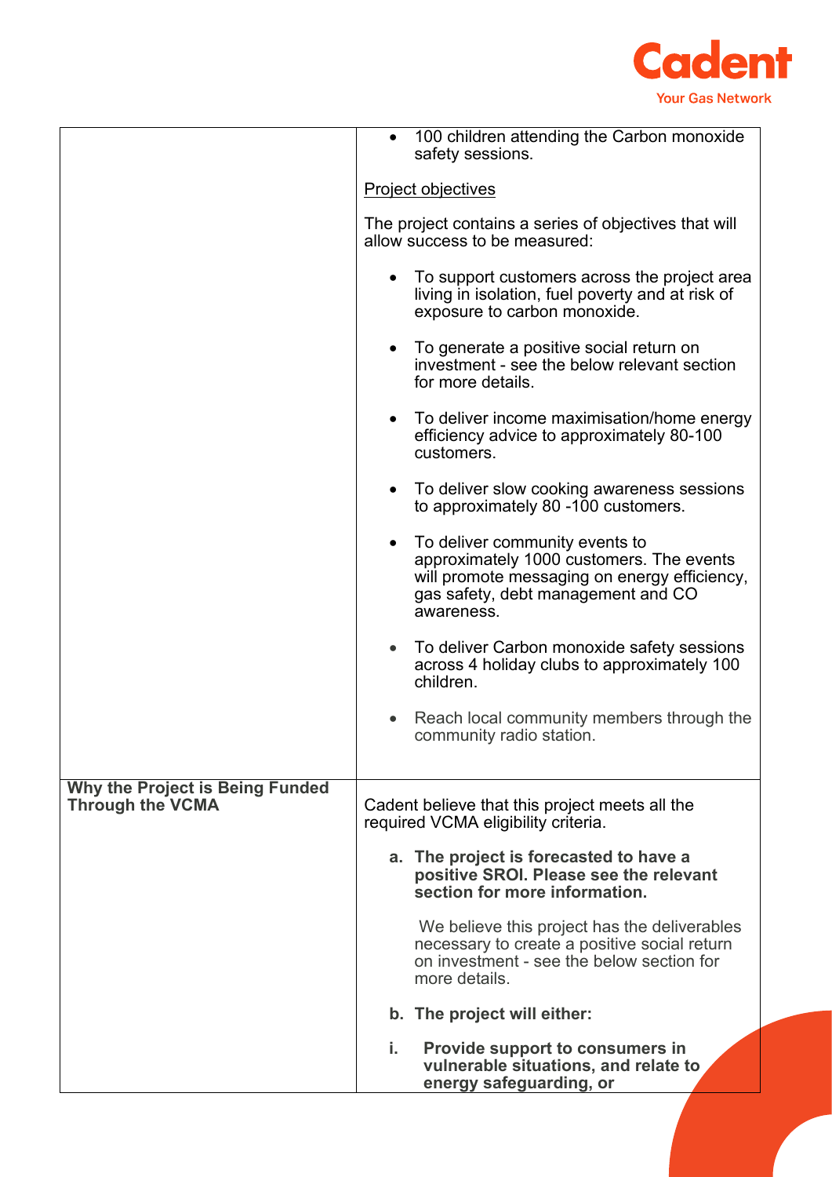| | |
|---|---|
| | • 100 children attending the Carbon monoxide safety sessions.<br><br><u>Project objectives</u><br><br>The project contains a series of objectives that will allow success to be measured:<br><br>• To support customers across the project area living in isolation, fuel poverty and at risk of exposure to carbon monoxide.<br><br>• To generate a positive social return on investment - see the below relevant section for more details.<br><br>• To deliver income maximisation/home energy efficiency advice to approximately 80-100 customers.<br><br>• To deliver slow cooking awareness sessions to approximately 80 -100 customers.<br><br>• To deliver community events to approximately 1000 customers. The events will promote messaging on energy efficiency, gas safety, debt management and CO awareness.<br><br>• To deliver Carbon monoxide safety sessions across 4 holiday clubs to approximately 100 children.<br><br>• Reach local community members through the community radio station. |
| **Why the Project is Being Funded Through the VCMA** | Cadent believe that this project meets all the required VCMA eligibility criteria.<br><br>**a. The project is forecasted to have a positive SROI. Please see the relevant section for more information.**<br><br>We believe this project has the deliverables necessary to create a positive social return on investment - see the below section for more details.<br><br>**b. The project will either:**<br><br>**i. Provide support to consumers in vulnerable situations, and relate to energy safeguarding, or** |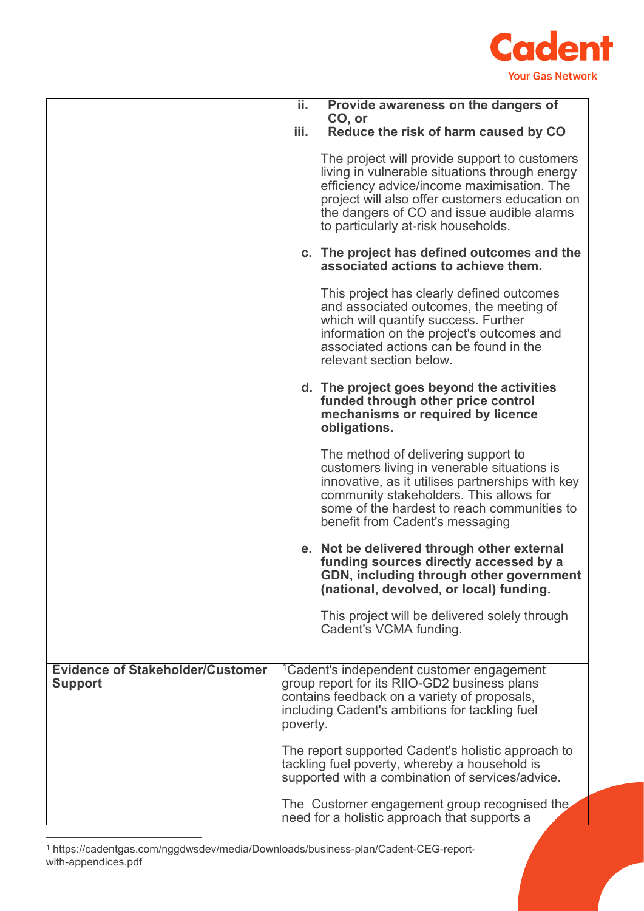| | |
|---|---|
| | **ii. Provide awareness on the dangers of CO, or**<br>**iii. Reduce the risk of harm caused by CO**<br><br>The project will provide support to customers living in vulnerable situations through energy efficiency advice/income maximisation. The project will also offer customers education on the dangers of CO and issue audible alarms to particularly at-risk households.<br><br>**c. The project has defined outcomes and the associated actions to achieve them.**<br><br>This project has clearly defined outcomes and associated outcomes, the meeting of which will quantify success. Further information on the project's outcomes and associated actions can be found in the relevant section below.<br><br>**d. The project goes beyond the activities funded through other price control mechanisms or required by licence obligations.**<br><br>The method of delivering support to customers living in venerable situations is innovative, as it utilises partnerships with key community stakeholders. This allows for some of the hardest to reach communities to benefit from Cadent's messaging<br><br>**e. Not be delivered through other external funding sources directly accessed by a GDN, including through other government (national, devolved, or local) funding.**<br><br>This project will be delivered solely through Cadent's VCMA funding. |
| **Evidence of Stakeholder/Customer Support** | [1]Cadent's independent customer engagement group report for its RIIO-GD2 business plans contains feedback on a variety of proposals, including Cadent's ambitions for tackling fuel poverty.<br><br>The report supported Cadent's holistic approach to tackling fuel poverty, whereby a household is supported with a combination of services/advice.<br><br>The Customer engagement group recognised the need for a holistic approach that supports a |

[1] https://cadentgas.com/nggdwsdev/media/Downloads/business-plan/Cadent-CEG-report-with-appendices.pdf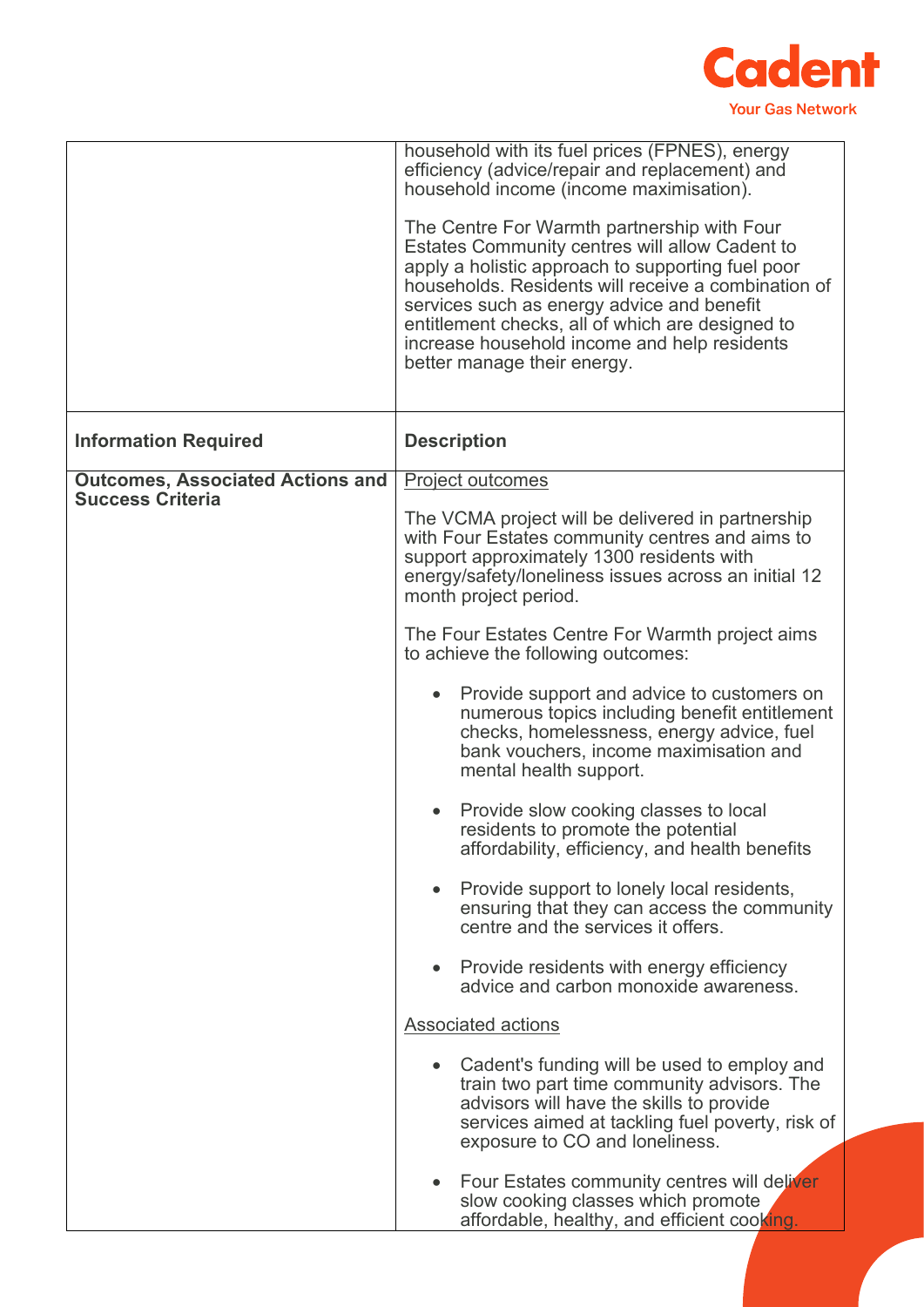| | |
|---|---|
| | household with its fuel prices (FPNES), energy efficiency (advice/repair and replacement) and household income (income maximisation).<br><br>The Centre For Warmth partnership with Four Estates Community centres will allow Cadent to apply a holistic approach to supporting fuel poor households. Residents will receive a combination of services such as energy advice and benefit entitlement checks, all of which are designed to increase household income and help residents better manage their energy. |
| **Information Required** | **Description** |
| **Outcomes, Associated Actions and Success Criteria** | <u>Project outcomes</u><br><br>The VCMA project will be delivered in partnership with Four Estates community centres and aims to support approximately 1300 residents with energy/safety/loneliness issues across an initial 12 month project period.<br><br>The Four Estates Centre For Warmth project aims to achieve the following outcomes:<br><br>• Provide support and advice to customers on numerous topics including benefit entitlement checks, homelessness, energy advice, fuel bank vouchers, income maximisation and mental health support.<br><br>• Provide slow cooking classes to local residents to promote the potential affordability, efficiency, and health benefits<br><br>• Provide support to lonely local residents, ensuring that they can access the community centre and the services it offers.<br><br>• Provide residents with energy efficiency advice and carbon monoxide awareness.<br><br><u>Associated actions</u><br><br>• Cadent's funding will be used to employ and train two part time community advisors. The advisors will have the skills to provide services aimed at tackling fuel poverty, risk of exposure to CO and loneliness.<br><br>• Four Estates community centres will deliver slow cooking classes which promote affordable, healthy, and efficient cooking. |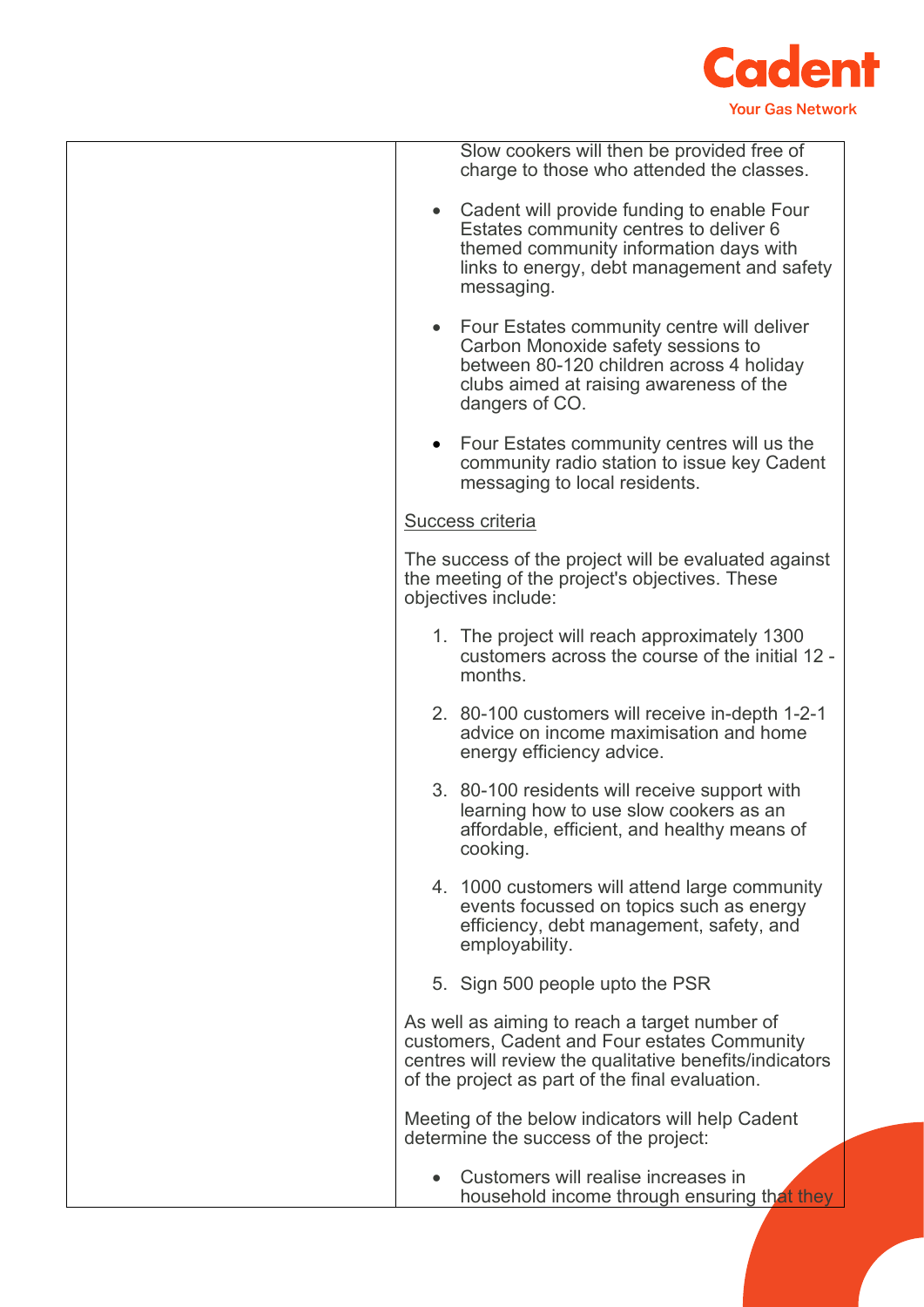| | Slow cookers will then be provided free of charge to those who attended the classes.<br><br>• Cadent will provide funding to enable Four Estates community centres to deliver 6 themed community information days with links to energy, debt management and safety messaging.<br><br>• Four Estates community centre will deliver Carbon Monoxide safety sessions to between 80-120 children across 4 holiday clubs aimed at raising awareness of the dangers of CO.<br><br>• Four Estates community centres will us the community radio station to issue key Cadent messaging to local residents.<br><br><u>Success criteria</u><br><br>The success of the project will be evaluated against the meeting of the project's objectives. These objectives include:<br><br>1. The project will reach approximately 1300 customers across the course of the initial 12 - months.<br><br>2. 80-100 customers will receive in-depth 1-2-1 advice on income maximisation and home energy efficiency advice.<br><br>3. 80-100 residents will receive support with learning how to use slow cookers as an affordable, efficient, and healthy means of cooking.<br><br>4. 1000 customers will attend large community events focussed on topics such as energy efficiency, debt management, safety, and employability.<br><br>5. Sign 500 people upto the PSR<br><br>As well as aiming to reach a target number of customers, Cadent and Four estates Community centres will review the qualitative benefits/indicators of the project as part of the final evaluation.<br><br>Meeting of the below indicators will help Cadent determine the success of the project:<br><br>• Customers will realise increases in household income through ensuring that they |
| --- | --- |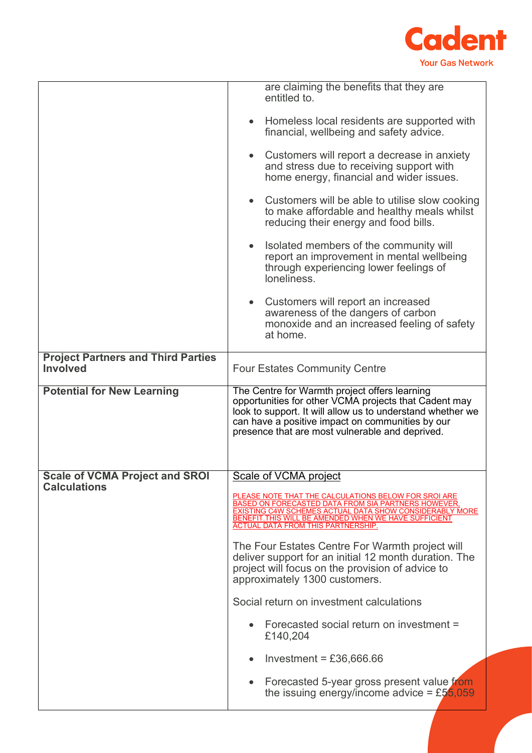| | |
|---|---|
| | are claiming the benefits that they are entitled to.<br><br>• Homeless local residents are supported with financial, wellbeing and safety advice.<br><br>• Customers will report a decrease in anxiety and stress due to receiving support with home energy, financial and wider issues.<br><br>• Customers will be able to utilise slow cooking to make affordable and healthy meals whilst reducing their energy and food bills.<br><br>• Isolated members of the community will report an improvement in mental wellbeing through experiencing lower feelings of loneliness.<br><br>• Customers will report an increased awareness of the dangers of carbon monoxide and an increased feeling of safety at home. |
| **Project Partners and Third Parties Involved** | Four Estates Community Centre |
| **Potential for New Learning** | The Centre for Warmth project offers learning opportunities for other VCMA projects that Cadent may look to support. It will allow us to understand whether we can have a positive impact on communities by our presence that are most vulnerable and deprived. |
| **Scale of VCMA Project and SROI Calculations** | Scale of VCMA project<br><br>PLEASE NOTE THAT THE CALCULATIONS BELOW FOR SROI ARE BASED ON FORECASTED DATA FROM SIA PARTNERS HOWEVER, EXISTING C4W SCHEMES ACTUAL DATA SHOW CONSIDERABLY MORE BENEFIT.THIS WILL BE AMENDED WHEN WE HAVE SUFFICIENT ACTUAL DATA FROM THIS PARTNERSHIP.<br><br>The Four Estates Centre For Warmth project will deliver support for an initial 12 month duration. The project will focus on the provision of advice to approximately 1300 customers.<br><br>Social return on investment calculations<br><br>• Forecasted social return on investment = £140,204<br><br>• Investment = £36,666.66<br><br>• Forecasted 5-year gross present value from the issuing energy/income advice = £55,059 |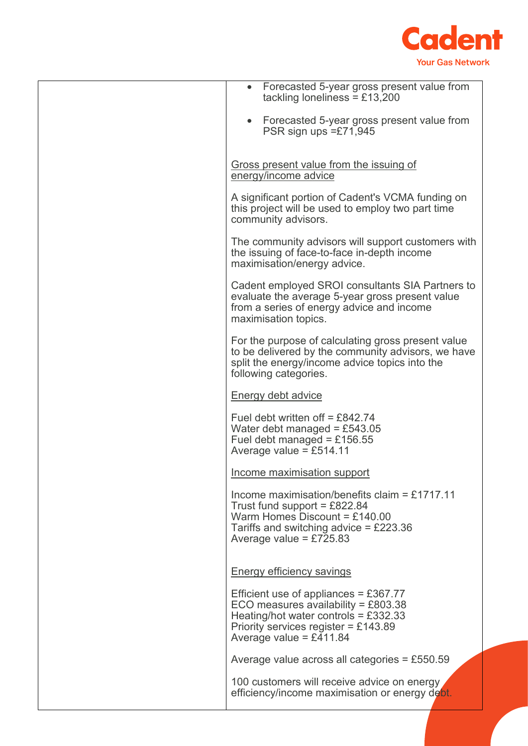| | - Forecasted 5-year gross present value from tackling loneliness = £13,200<br><br>- Forecasted 5-year gross present value from PSR sign ups =£71,945<br><br>Gross present value from the issuing of energy/income advice<br><br>A significant portion of Cadent's VCMA funding on this project will be used to employ two part time community advisors.<br><br>The community advisors will support customers with the issuing of face-to-face in-depth income maximisation/energy advice.<br><br>Cadent employed SROI consultants SIA Partners to evaluate the average 5-year gross present value from a series of energy advice and income maximisation topics.<br><br>For the purpose of calculating gross present value to be delivered by the community advisors, we have split the energy/income advice topics into the following categories.<br><br>Energy debt advice<br><br>Fuel debt written off = £842.74<br>Water debt managed = £543.05<br>Fuel debt managed = £156.55<br>Average value = £514.11<br><br>Income maximisation support<br><br>Income maximisation/benefits claim = £1717.11<br>Trust fund support = £822.84<br>Warm Homes Discount = £140.00<br>Tariffs and switching advice = £223.36<br>Average value = £725.83<br><br>Energy efficiency savings<br><br>Efficient use of appliances = £367.77<br>ECO measures availability = £803.38<br>Heating/hot water controls = £332.33<br>Priority services register = £143.89<br>Average value = £411.84<br><br>Average value across all categories = £550.59<br><br>100 customers will receive advice on energy efficiency/income maximisation or energy debt. |
|---|---|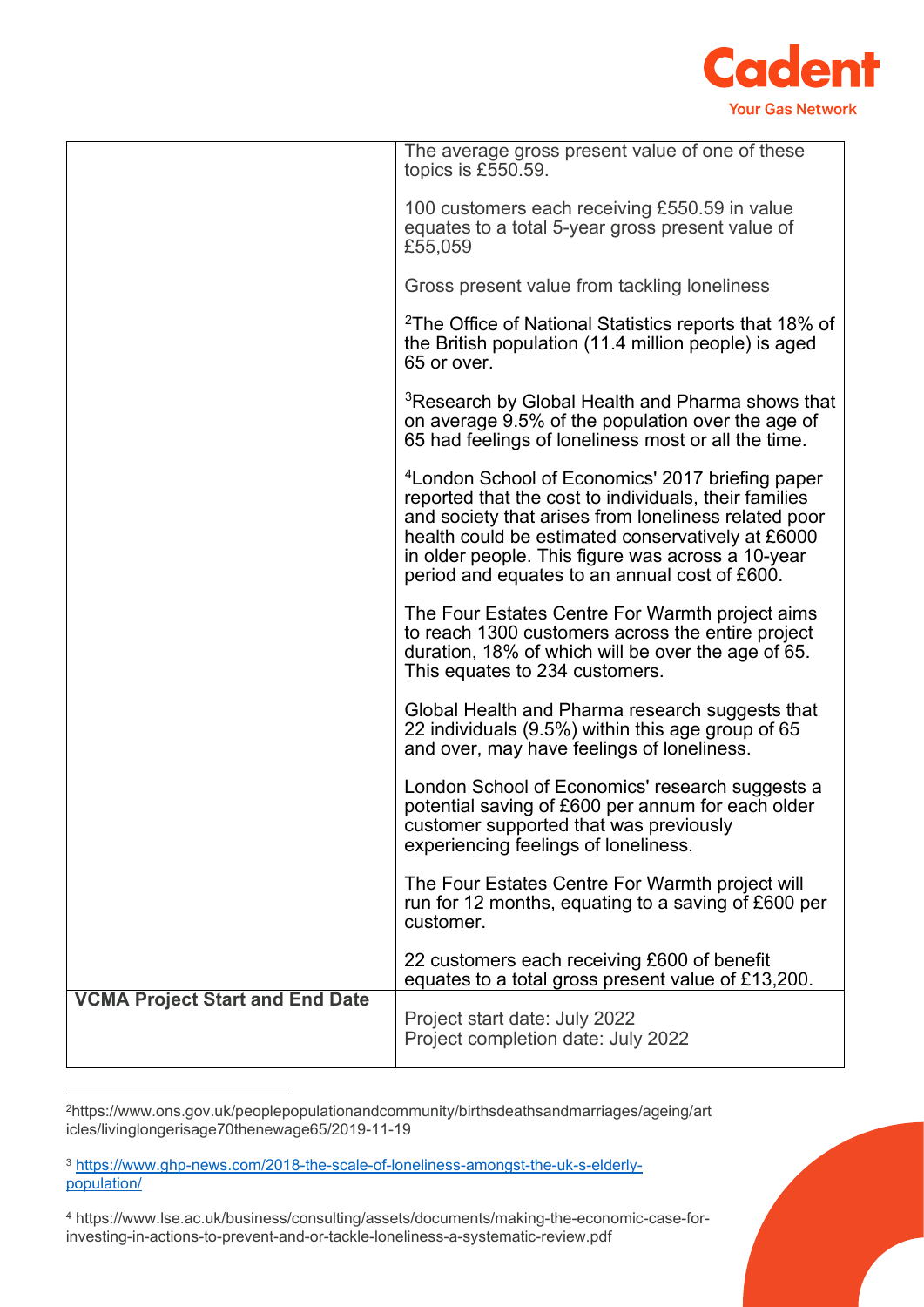| | |
|---|---|
| | The average gross present value of one of these topics is £550.59.<br><br>100 customers each receiving £550.59 in value equates to a total 5-year gross present value of £55,059<br><br>Gross present value from tackling loneliness<br><br>[2]The Office of National Statistics reports that 18% of the British population (11.4 million people) is aged 65 or over.<br><br>[3]Research by Global Health and Pharma shows that on average 9.5% of the population over the age of 65 had feelings of loneliness most or all the time.<br><br>[4]London School of Economics' 2017 briefing paper reported that the cost to individuals, their families and society that arises from loneliness related poor health could be estimated conservatively at £6000 in older people. This figure was across a 10-year period and equates to an annual cost of £600.<br><br>The Four Estates Centre For Warmth project aims to reach 1300 customers across the entire project duration, 18% of which will be over the age of 65. This equates to 234 customers.<br><br>Global Health and Pharma research suggests that 22 individuals (9.5%) within this age group of 65 and over, may have feelings of loneliness.<br><br>London School of Economics' research suggests a potential saving of £600 per annum for each older customer supported that was previously experiencing feelings of loneliness.<br><br>The Four Estates Centre For Warmth project will run for 12 months, equating to a saving of £600 per customer.<br><br>22 customers each receiving £600 of benefit equates to a total gross present value of £13,200. |
| **VCMA Project Start and End Date** | Project start date: July 2022<br>Project completion date: July 2022 |

[2]https://www.ons.gov.uk/peoplepopulationandcommunity/birthsdeathsandmarriages/ageing/articles/livinglongerisage70thenewage65/2019-11-19

[3] https://www.ghp-news.com/2018-the-scale-of-loneliness-amongst-the-uk-s-elderly-population/

[4] https://www.lse.ac.uk/business/consulting/assets/documents/making-the-economic-case-for-investing-in-actions-to-prevent-and-or-tackle-loneliness-a-systematic-review.pdf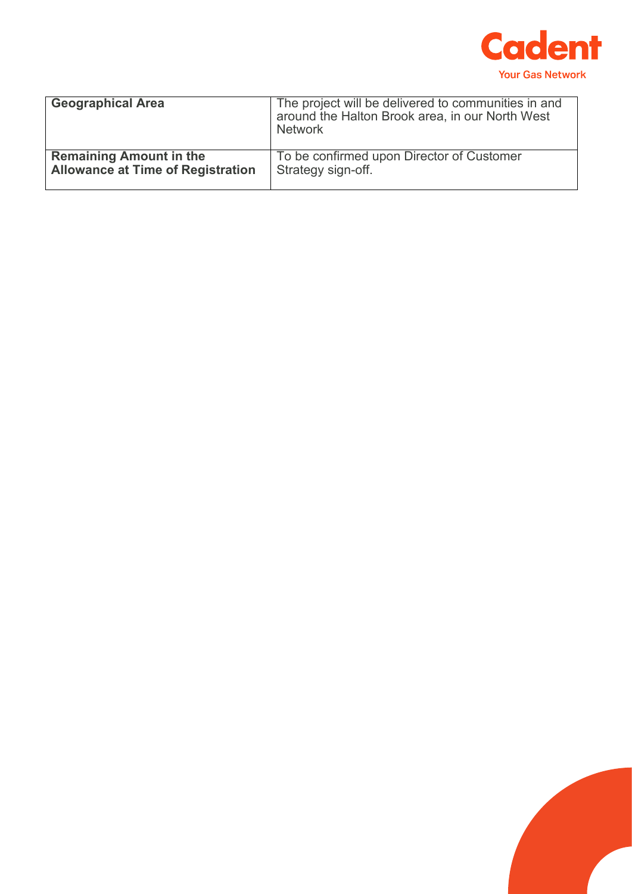| **Geographical Area** | The project will be delivered to communities in and around the Halton Brook area, in our North West Network |
| --- | --- |
| **Remaining Amount in the Allowance at Time of Registration** | To be confirmed upon Director of Customer Strategy sign-off. |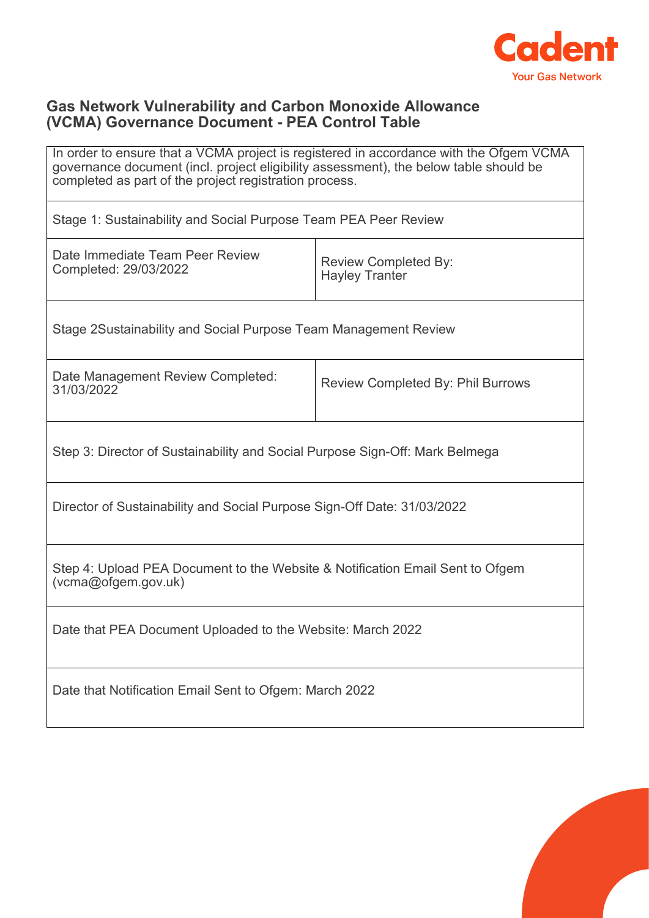## Gas Network Vulnerability and Carbon Monoxide Allowance (VCMA) Governance Document - PEA Control Table

| | |
|---|---|
| In order to ensure that a VCMA project is registered in accordance with the Ofgem VCMA governance document (incl. project eligibility assessment), the below table should be completed as part of the project registration process. | |
| Stage 1: Sustainability and Social Purpose Team PEA Peer Review | |
| Date Immediate Team Peer Review Completed: 29/03/2022 | Review Completed By: Hayley Tranter |
| Stage 2Sustainability and Social Purpose Team Management Review | |
| Date Management Review Completed: 31/03/2022 | Review Completed By: Phil Burrows |
| Step 3: Director of Sustainability and Social Purpose Sign-Off: Mark Belmega | |
| Director of Sustainability and Social Purpose Sign-Off Date: 31/03/2022 | |
| Step 4: Upload PEA Document to the Website & Notification Email Sent to Ofgem (vcma@ofgem.gov.uk) | |
| Date that PEA Document Uploaded to the Website: March 2022 | |
| Date that Notification Email Sent to Ofgem: March 2022 | |